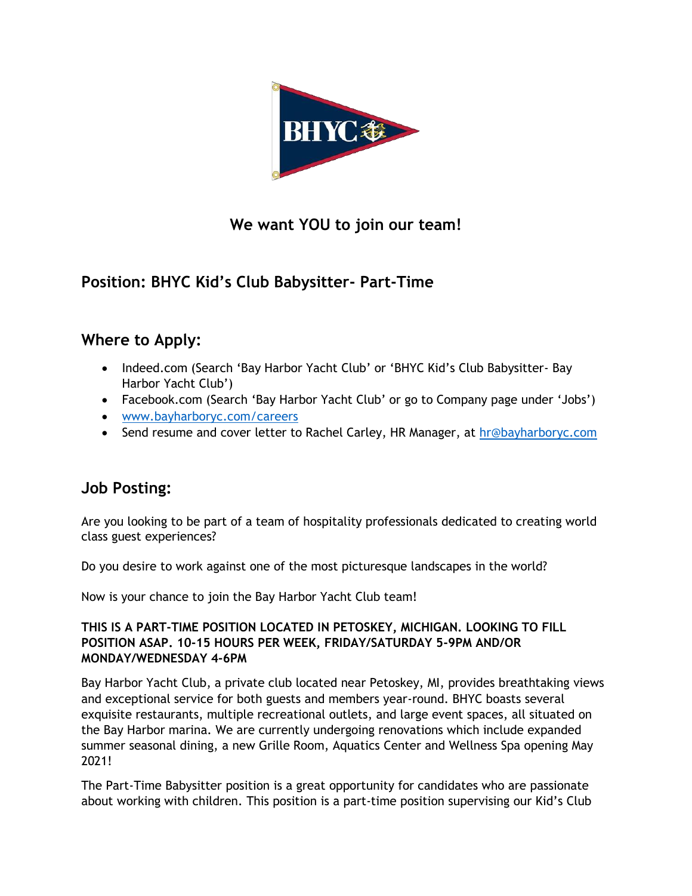## We want YOU to join our team!

## Position: BHYC Kid's Club Babysitter- Part-Time

## Where to Apply:

- Indeed.com (Search 'Bay Harbor Yacht Club' or 'BHYC Kid's Club Babysitter- Bay Harbor Yacht Club')
- Facebook.com (Search 'Bay Harbor Yacht Club' or go to Company page under 'Jobs')
- [www.bayharboryc.com/careers](http://www.bayharboryc.com/careers)
- Send resume and cover letter to Rachel Carley, HR Manager, at [hr@bayharboryc.com](mailto:hr@bayharboryc.com)

## Job Posting:

Are you looking to be part of a team of hospitality professionals dedicated to creating world class guest experiences?

Do you desire to work against one of the most picturesque landscapes in the world?

Now is your chance to join the Bay Harbor Yacht Club team!

**THIS IS A PART-TIME POSITION LOCATED IN PETOSKEY, MICHIGAN. LOOKING TO FILL POSITION ASAP. 10-15 HOURS PER WEEK, FRIDAY/SATURDAY 5-9PM AND/OR MONDAY/WEDNESDAY 4-6PM**

Bay Harbor Yacht Club, a private club located near Petoskey, MI, provides breathtaking views and exceptional service for both guests and members year-round. BHYC boasts several exquisite restaurants, multiple recreational outlets, and large event spaces, all situated on the Bay Harbor marina. We are currently undergoing renovations which include expanded summer seasonal dining, a new Grille Room, Aquatics Center and Wellness Spa opening May 2021!

The Part-Time Babysitter position is a great opportunity for candidates who are passionate about working with children. This position is a part-time position supervising our Kid's Club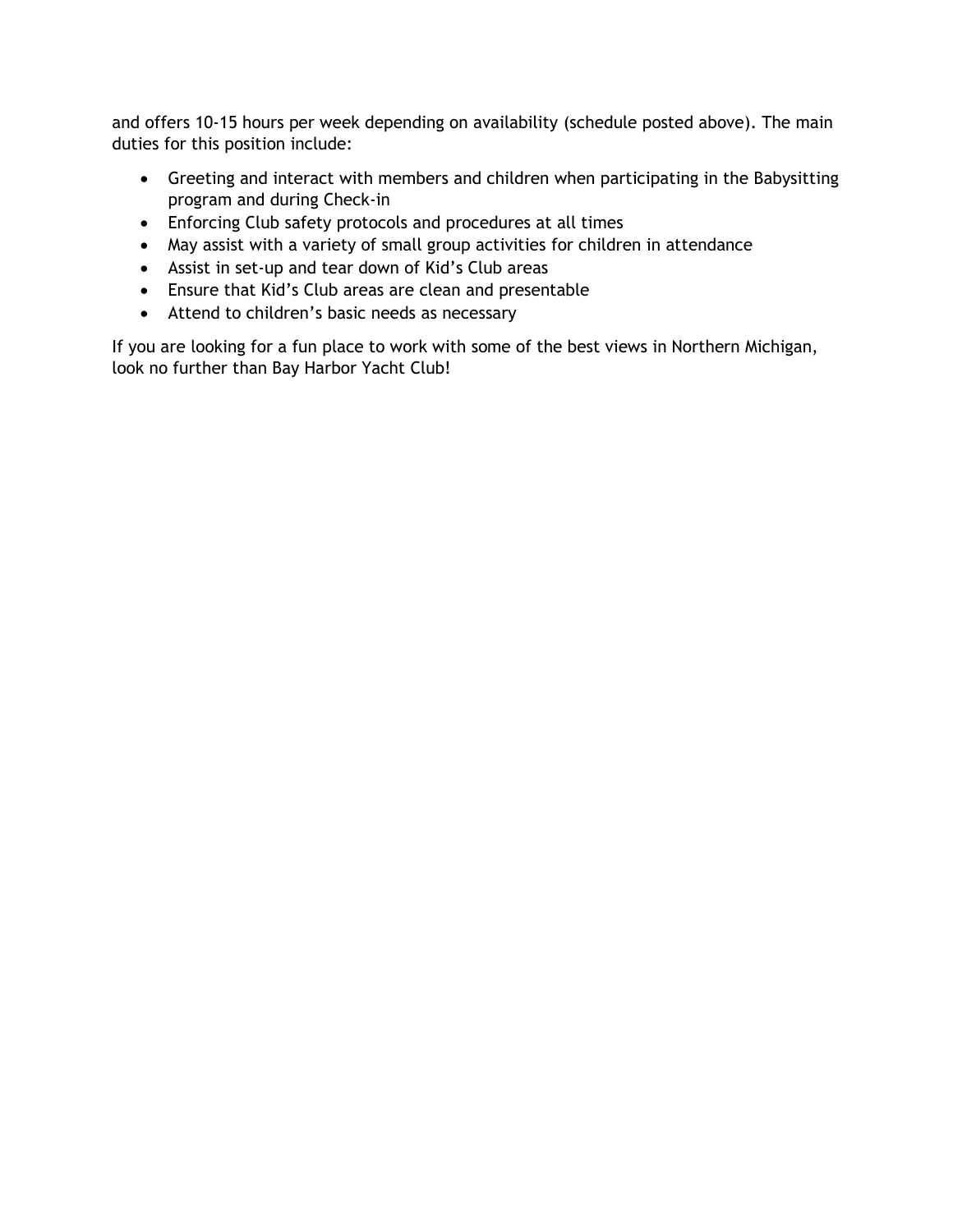and offers 10-15 hours per week depending on availability (schedule posted above). The main duties for this position include:

- Greeting and interact with members and children when participating in the Babysitting program and during Check-in
- Enforcing Club safety protocols and procedures at all times
- May assist with a variety of small group activities for children in attendance
- Assist in set-up and tear down of Kid's Club areas
- Ensure that Kid's Club areas are clean and presentable
- Attend to children's basic needs as necessary

If you are looking for a fun place to work with some of the best views in Northern Michigan, look no further than Bay Harbor Yacht Club!